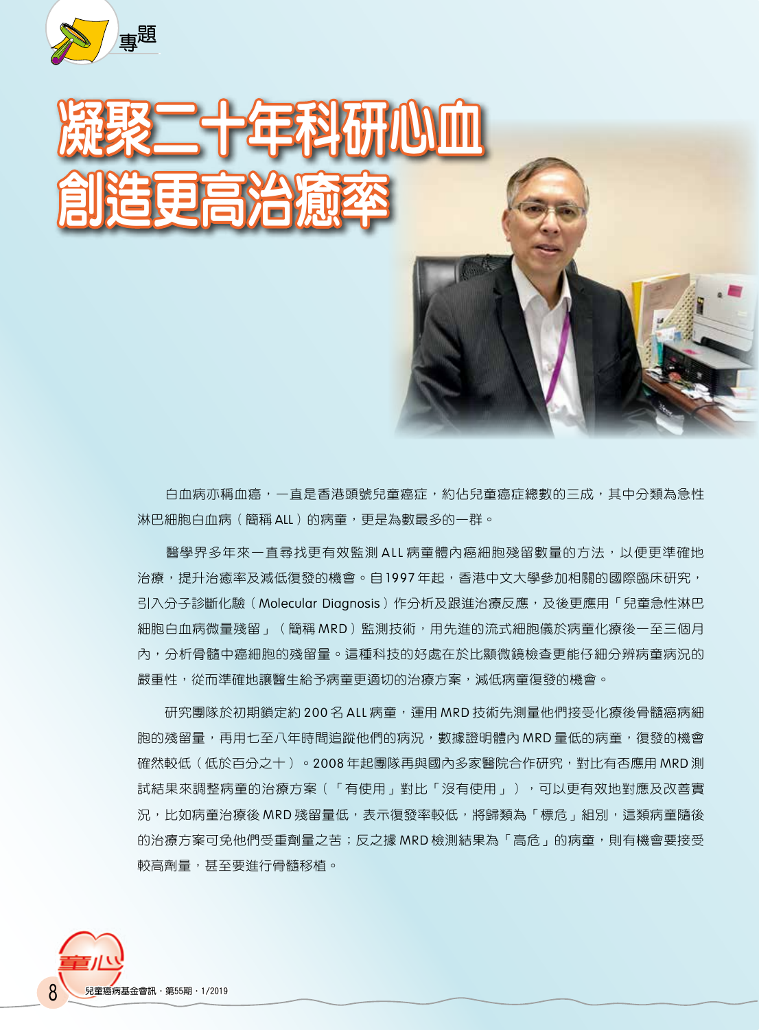專題

# 凝聚二十年科研心血 創造更高治癒率

白血病亦稱血癌，一直是香港頭號兒童癌症，約佔兒童癌症總數的三成，其中分類為急性淋巴細胞白血病（簡稱 ALL）的病童，更是為數最多的一群。

醫學界多年來一直尋找更有效監測 ALL 病童體內癌細胞殘留數量的方法，以便更準確地治療，提升治癒率及減低復發的機會。自 1997 年起，香港中文大學參加相關的國際臨床研究，引入分子診斷化驗（Molecular Diagnosis）作分析及跟進治療反應，及後更應用「兒童急性淋巴細胞白血病微量殘留」（簡稱 MRD）監測技術，用先進的流式細胞儀於病童化療後一至三個月內，分析骨髓中癌細胞的殘留量。這種科技的好處在於比顯微鏡檢查更能仔細分辨病童病況的嚴重性，從而準確地讓醫生給予病童更適切的治療方案，減低病童復發的機會。

研究團隊於初期鎖定約 200 名 ALL 病童，運用 MRD 技術先測量他們接受化療後骨髓癌病細胞的殘留量，再用七至八年時間追蹤他們的病況，數據證明體內 MRD 量低的病童，復發的機會確然較低（低於百分之十）。2008 年起團隊再與國內多家醫院合作研究，對比有否應用 MRD 測試結果來調整病童的治療方案（「有使用」對比「沒有使用」），可以更有效地對應及改善實況，比如病童治療後 MRD 殘留量低，表示復發率較低，將歸類為「標危」組別，這類病童隨後的治療方案可免他們受重劑量之苦；反之據 MRD 檢測結果為「高危」的病童，則有機會要接受較高劑量，甚至要進行骨髓移植。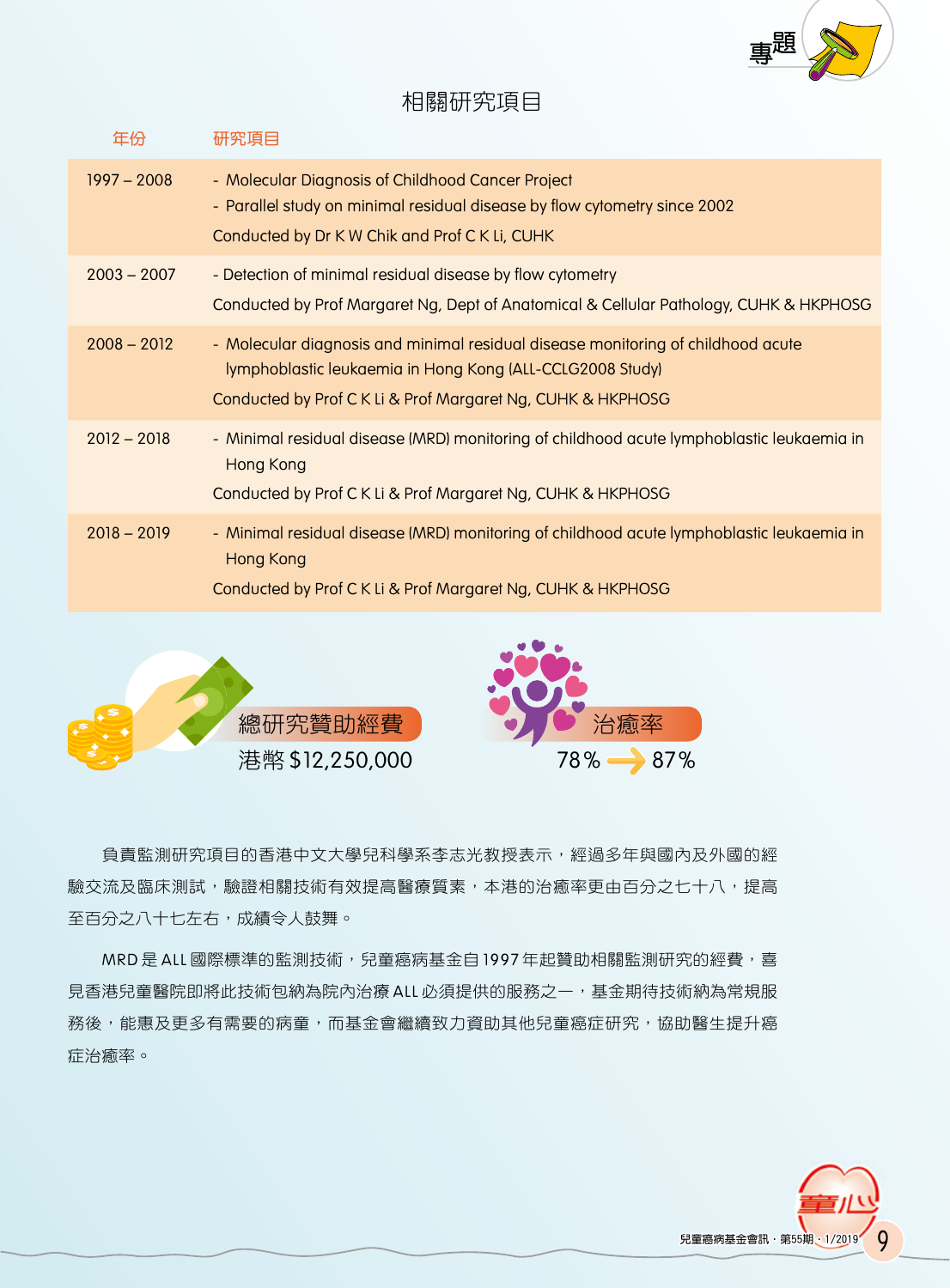## 相關研究項目

| 年份 | 研究項目 |
| --- | --- |
| 1997 – 2008 | - Molecular Diagnosis of Childhood Cancer Project<br>- Parallel study on minimal residual disease by flow cytometry since 2002<br>Conducted by Dr K W Chik and Prof C K Li, CUHK |
| 2003 – 2007 | - Detection of minimal residual disease by flow cytometry<br>Conducted by Prof Margaret Ng, Dept of Anatomical & Cellular Pathology, CUHK & HKPHOSG |
| 2008 – 2012 | - Molecular diagnosis and minimal residual disease monitoring of childhood acute lymphoblastic leukaemia in Hong Kong (ALL-CCLG2008 Study)<br>Conducted by Prof C K Li & Prof Margaret Ng, CUHK & HKPHOSG |
| 2012 – 2018 | - Minimal residual disease (MRD) monitoring of childhood acute lymphoblastic leukaemia in Hong Kong<br>Conducted by Prof C K Li & Prof Margaret Ng, CUHK & HKPHOSG |
| 2018 – 2019 | - Minimal residual disease (MRD) monitoring of childhood acute lymphoblastic leukaemia in Hong Kong<br>Conducted by Prof C K Li & Prof Margaret Ng, CUHK & HKPHOSG |

總研究贊助經費
港幣 $12,250,000

治癒率
78% → 87%

負責監測研究項目的香港中文大學兒科學系李志光教授表示，經過多年與國內及外國的經驗交流及臨床測試，驗證相關技術有效提高醫療質素，本港的治癒率更由百分之七十八，提高至百分之八十七左右，成績令人鼓舞。

MRD 是 ALL 國際標準的監測技術，兒童癌病基金自1997年起贊助相關監測研究的經費，喜見香港兒童醫院即將此技術包納為院內治療 ALL 必須提供的服務之一，基金期待技術納為常規服務後，能惠及更多有需要的病童，而基金會繼續致力資助其他兒童癌症研究，協助醫生提升癌症治癒率。